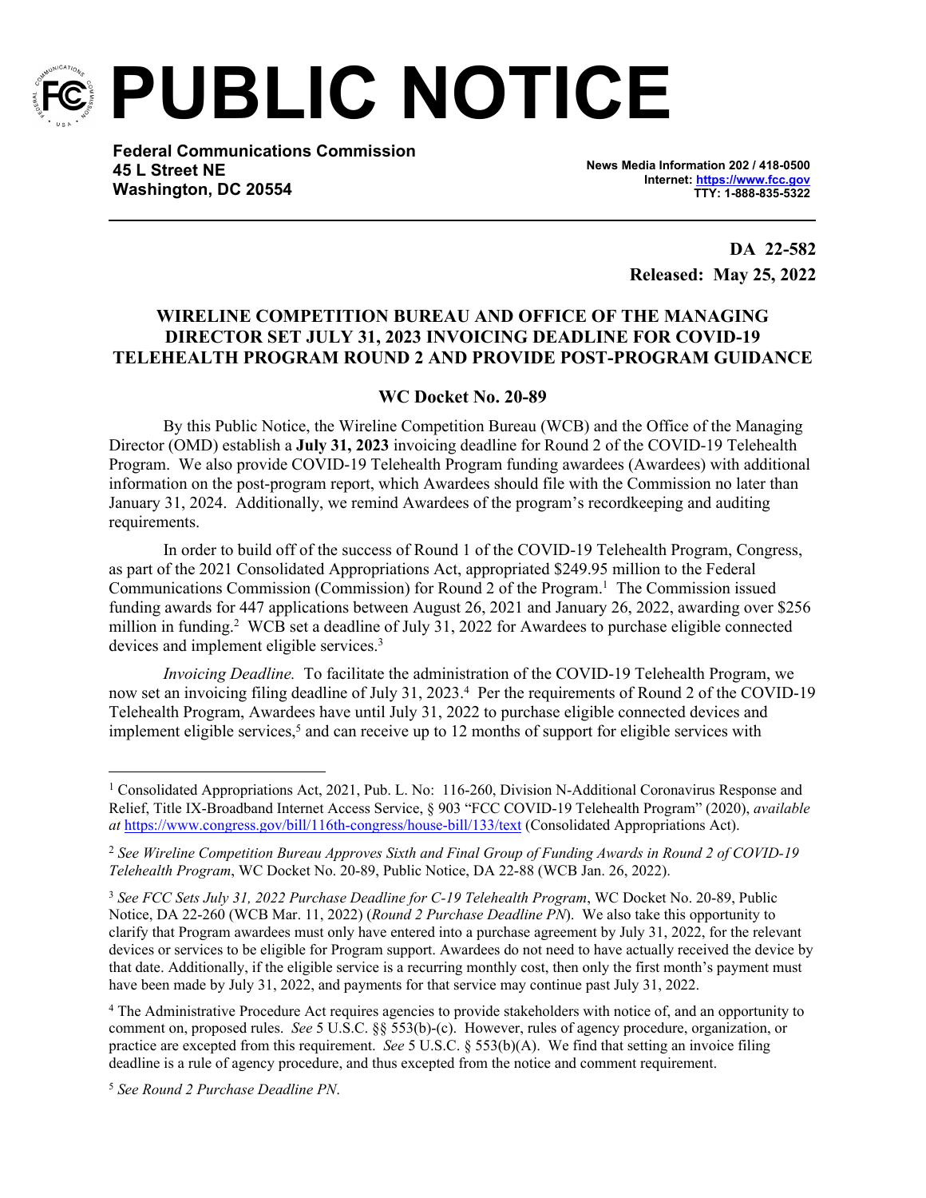# PUBLIC NOTICE

**Federal Communications Commission**
**45 L Street NE**
**Washington, DC 20554**

**News Media Information 202 / 418-0500**
**Internet: https://www.fcc.gov**
**TTY: 1-888-835-5322**

**DA 22-582**
**Released: May 25, 2022**

## WIRELINE COMPETITION BUREAU AND OFFICE OF THE MANAGING DIRECTOR SET JULY 31, 2023 INVOICING DEADLINE FOR COVID-19 TELEHEALTH PROGRAM ROUND 2 AND PROVIDE POST-PROGRAM GUIDANCE

### WC Docket No. 20-89

By this Public Notice, the Wireline Competition Bureau (WCB) and the Office of the Managing Director (OMD) establish a **July 31, 2023** invoicing deadline for Round 2 of the COVID-19 Telehealth Program. We also provide COVID-19 Telehealth Program funding awardees (Awardees) with additional information on the post-program report, which Awardees should file with the Commission no later than January 31, 2024. Additionally, we remind Awardees of the program's recordkeeping and auditing requirements.

In order to build off of the success of Round 1 of the COVID-19 Telehealth Program, Congress, as part of the 2021 Consolidated Appropriations Act, appropriated $249.95 million to the Federal Communications Commission (Commission) for Round 2 of the Program.[1] The Commission issued funding awards for 447 applications between August 26, 2021 and January 26, 2022, awarding over $256 million in funding.[2] WCB set a deadline of July 31, 2022 for Awardees to purchase eligible connected devices and implement eligible services.[3]

*Invoicing Deadline.* To facilitate the administration of the COVID-19 Telehealth Program, we now set an invoicing filing deadline of July 31, 2023.[4] Per the requirements of Round 2 of the COVID-19 Telehealth Program, Awardees have until July 31, 2022 to purchase eligible connected devices and implement eligible services,[5] and can receive up to 12 months of support for eligible services with

---

[1] Consolidated Appropriations Act, 2021, Pub. L. No: 116-260, Division N-Additional Coronavirus Response and Relief, Title IX-Broadband Internet Access Service, § 903 "FCC COVID-19 Telehealth Program" (2020), *available at* https://www.congress.gov/bill/116th-congress/house-bill/133/text (Consolidated Appropriations Act).

[2] *See Wireline Competition Bureau Approves Sixth and Final Group of Funding Awards in Round 2 of COVID-19 Telehealth Program*, WC Docket No. 20-89, Public Notice, DA 22-88 (WCB Jan. 26, 2022).

[3] *See FCC Sets July 31, 2022 Purchase Deadline for C-19 Telehealth Program*, WC Docket No. 20-89, Public Notice, DA 22-260 (WCB Mar. 11, 2022) (*Round 2 Purchase Deadline PN*). We also take this opportunity to clarify that Program awardees must only have entered into a purchase agreement by July 31, 2022, for the relevant devices or services to be eligible for Program support. Awardees do not need to have actually received the device by that date. Additionally, if the eligible service is a recurring monthly cost, then only the first month's payment must have been made by July 31, 2022, and payments for that service may continue past July 31, 2022.

[4] The Administrative Procedure Act requires agencies to provide stakeholders with notice of, and an opportunity to comment on, proposed rules. *See* 5 U.S.C. §§ 553(b)-(c). However, rules of agency procedure, organization, or practice are excepted from this requirement. *See* 5 U.S.C. § 553(b)(A). We find that setting an invoice filing deadline is a rule of agency procedure, and thus excepted from the notice and comment requirement.

[5] *See Round 2 Purchase Deadline PN*.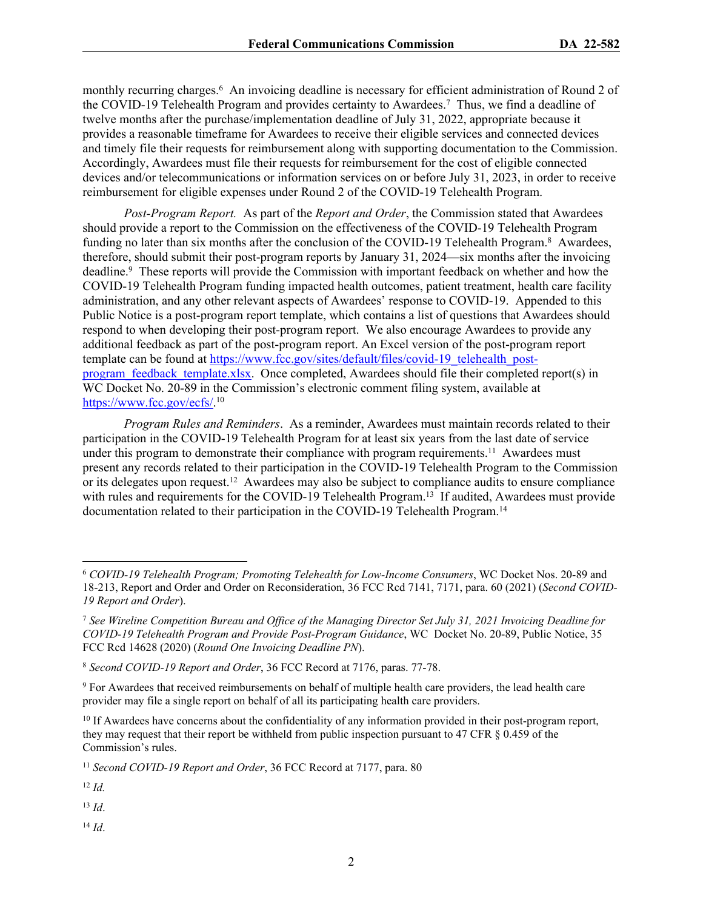monthly recurring charges.[6] An invoicing deadline is necessary for efficient administration of Round 2 of the COVID-19 Telehealth Program and provides certainty to Awardees.[7] Thus, we find a deadline of twelve months after the purchase/implementation deadline of July 31, 2022, appropriate because it provides a reasonable timeframe for Awardees to receive their eligible services and connected devices and timely file their requests for reimbursement along with supporting documentation to the Commission. Accordingly, Awardees must file their requests for reimbursement for the cost of eligible connected devices and/or telecommunications or information services on or before July 31, 2023, in order to receive reimbursement for eligible expenses under Round 2 of the COVID-19 Telehealth Program.

*Post-Program Report.* As part of the *Report and Order*, the Commission stated that Awardees should provide a report to the Commission on the effectiveness of the COVID-19 Telehealth Program funding no later than six months after the conclusion of the COVID-19 Telehealth Program.[8] Awardees, therefore, should submit their post-program reports by January 31, 2024—six months after the invoicing deadline.[9] These reports will provide the Commission with important feedback on whether and how the COVID-19 Telehealth Program funding impacted health outcomes, patient treatment, health care facility administration, and any other relevant aspects of Awardees' response to COVID-19. Appended to this Public Notice is a post-program report template, which contains a list of questions that Awardees should respond to when developing their post-program report. We also encourage Awardees to provide any additional feedback as part of the post-program report. An Excel version of the post-program report template can be found at https://www.fcc.gov/sites/default/files/covid-19_telehealth_post-program_feedback_template.xlsx. Once completed, Awardees should file their completed report(s) in WC Docket No. 20-89 in the Commission's electronic comment filing system, available at https://www.fcc.gov/ecfs/.[10]

*Program Rules and Reminders*. As a reminder, Awardees must maintain records related to their participation in the COVID-19 Telehealth Program for at least six years from the last date of service under this program to demonstrate their compliance with program requirements.[11] Awardees must present any records related to their participation in the COVID-19 Telehealth Program to the Commission or its delegates upon request.[12] Awardees may also be subject to compliance audits to ensure compliance with rules and requirements for the COVID-19 Telehealth Program.[13] If audited, Awardees must provide documentation related to their participation in the COVID-19 Telehealth Program.[14]

---

[6] *COVID-19 Telehealth Program; Promoting Telehealth for Low-Income Consumers*, WC Docket Nos. 20-89 and 18-213, Report and Order and Order on Reconsideration, 36 FCC Rcd 7141, 7171, para. 60 (2021) (*Second COVID-19 Report and Order*).

[7] *See Wireline Competition Bureau and Office of the Managing Director Set July 31, 2021 Invoicing Deadline for COVID-19 Telehealth Program and Provide Post-Program Guidance*, WC Docket No. 20-89, Public Notice, 35 FCC Rcd 14628 (2020) (*Round One Invoicing Deadline PN*).

[8] *Second COVID-19 Report and Order*, 36 FCC Record at 7176, paras. 77-78.

[9] For Awardees that received reimbursements on behalf of multiple health care providers, the lead health care provider may file a single report on behalf of all its participating health care providers.

[10] If Awardees have concerns about the confidentiality of any information provided in their post-program report, they may request that their report be withheld from public inspection pursuant to 47 CFR § 0.459 of the Commission's rules.

[11] *Second COVID-19 Report and Order*, 36 FCC Record at 7177, para. 80

[12] *Id.*

[13] *Id*.

[14] *Id*.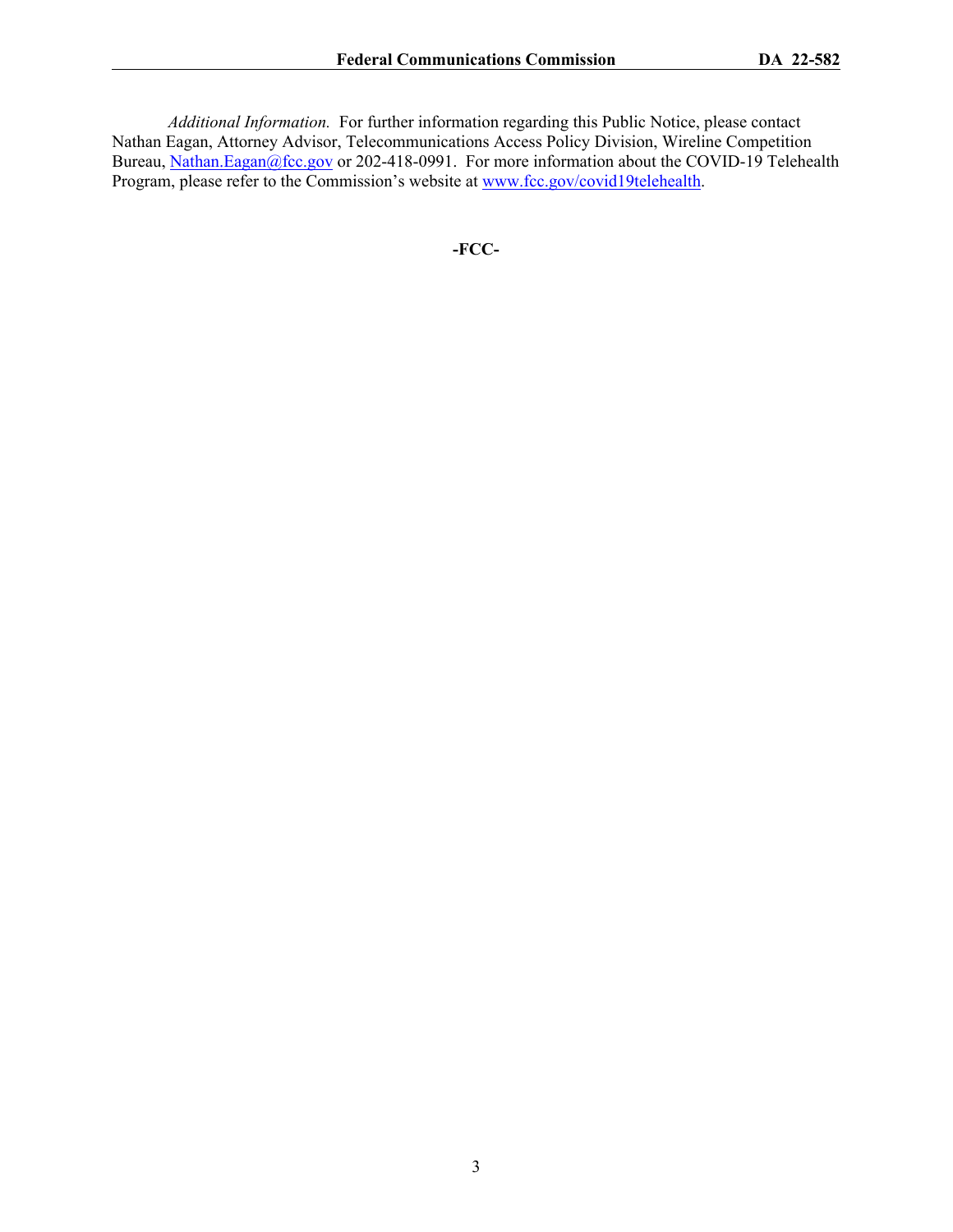*Additional Information.* For further information regarding this Public Notice, please contact Nathan Eagan, Attorney Advisor, Telecommunications Access Policy Division, Wireline Competition Bureau, [Nathan.Eagan@fcc.gov](mailto:Nathan.Eagan@fcc.gov) or 202-418-0991. For more information about the COVID-19 Telehealth Program, please refer to the Commission's website at [www.fcc.gov/covid19telehealth](http://www.fcc.gov/covid19telehealth).

**-FCC-**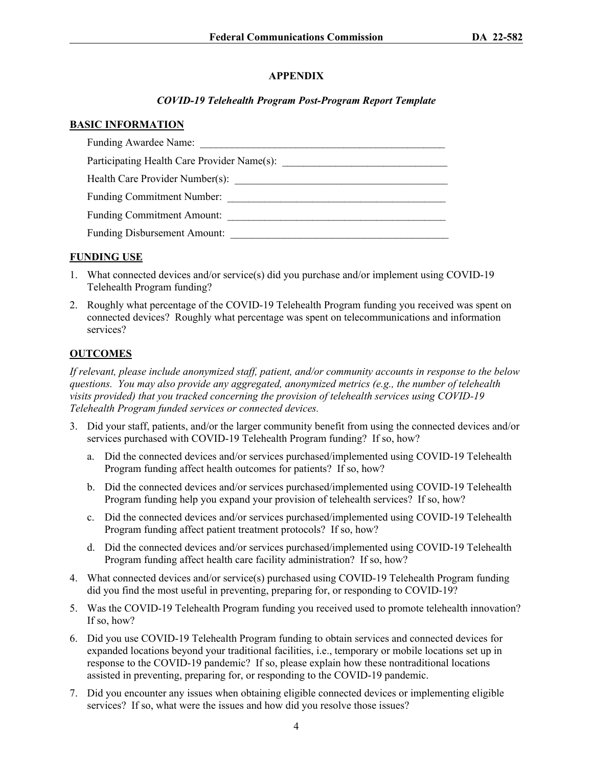## APPENDIX

### *COVID-19 Telehealth Program Post-Program Report Template*

**BASIC INFORMATION**

Funding Awardee Name: \_\_\_\_\_\_\_\_\_\_\_\_\_\_\_\_\_\_\_\_\_\_\_\_\_\_\_\_\_\_\_\_\_\_\_\_\_\_\_\_\_\_\_\_\_\_

Participating Health Care Provider Name(s): \_\_\_\_\_\_\_\_\_\_\_\_\_\_\_\_\_\_\_\_\_\_\_\_\_\_\_\_\_\_\_

Health Care Provider Number(s): \_\_\_\_\_\_\_\_\_\_\_\_\_\_\_\_\_\_\_\_\_\_\_\_\_\_\_\_\_\_\_\_\_\_\_\_\_\_\_\_

Funding Commitment Number: \_\_\_\_\_\_\_\_\_\_\_\_\_\_\_\_\_\_\_\_\_\_\_\_\_\_\_\_\_\_\_\_\_\_\_\_\_\_\_\_\_

Funding Commitment Amount: \_\_\_\_\_\_\_\_\_\_\_\_\_\_\_\_\_\_\_\_\_\_\_\_\_\_\_\_\_\_\_\_\_\_\_\_\_\_\_\_\_

Funding Disbursement Amount: \_\_\_\_\_\_\_\_\_\_\_\_\_\_\_\_\_\_\_\_\_\_\_\_\_\_\_\_\_\_\_\_\_\_\_\_\_\_\_\_\_

**FUNDING USE**

1. What connected devices and/or service(s) did you purchase and/or implement using COVID-19 Telehealth Program funding?
2. Roughly what percentage of the COVID-19 Telehealth Program funding you received was spent on connected devices? Roughly what percentage was spent on telecommunications and information services?

**OUTCOMES**

*If relevant, please include anonymized staff, patient, and/or community accounts in response to the below questions. You may also provide any aggregated, anonymized metrics (e.g., the number of telehealth visits provided) that you tracked concerning the provision of telehealth services using COVID-19 Telehealth Program funded services or connected devices.*

3. Did your staff, patients, and/or the larger community benefit from using the connected devices and/or services purchased with COVID-19 Telehealth Program funding? If so, how?
   a. Did the connected devices and/or services purchased/implemented using COVID-19 Telehealth Program funding affect health outcomes for patients? If so, how?
   b. Did the connected devices and/or services purchased/implemented using COVID-19 Telehealth Program funding help you expand your provision of telehealth services? If so, how?
   c. Did the connected devices and/or services purchased/implemented using COVID-19 Telehealth Program funding affect patient treatment protocols? If so, how?
   d. Did the connected devices and/or services purchased/implemented using COVID-19 Telehealth Program funding affect health care facility administration? If so, how?
4. What connected devices and/or service(s) purchased using COVID-19 Telehealth Program funding did you find the most useful in preventing, preparing for, or responding to COVID-19?
5. Was the COVID-19 Telehealth Program funding you received used to promote telehealth innovation? If so, how?
6. Did you use COVID-19 Telehealth Program funding to obtain services and connected devices for expanded locations beyond your traditional facilities, i.e., temporary or mobile locations set up in response to the COVID-19 pandemic? If so, please explain how these nontraditional locations assisted in preventing, preparing for, or responding to the COVID-19 pandemic.
7. Did you encounter any issues when obtaining eligible connected devices or implementing eligible services? If so, what were the issues and how did you resolve those issues?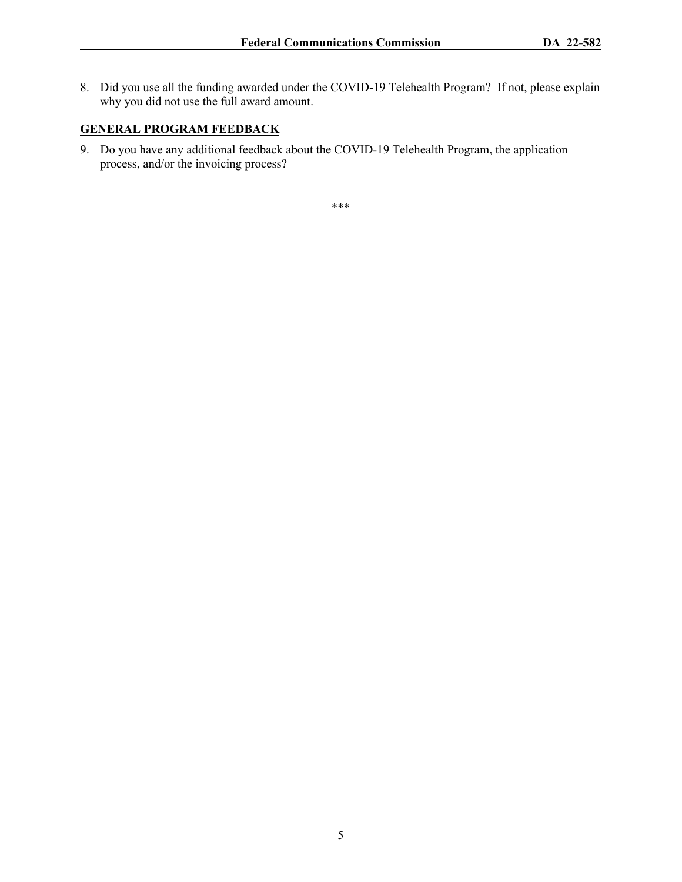8. Did you use all the funding awarded under the COVID-19 Telehealth Program? If not, please explain why you did not use the full award amount.

**GENERAL PROGRAM FEEDBACK**

9. Do you have any additional feedback about the COVID-19 Telehealth Program, the application process, and/or the invoicing process?

***